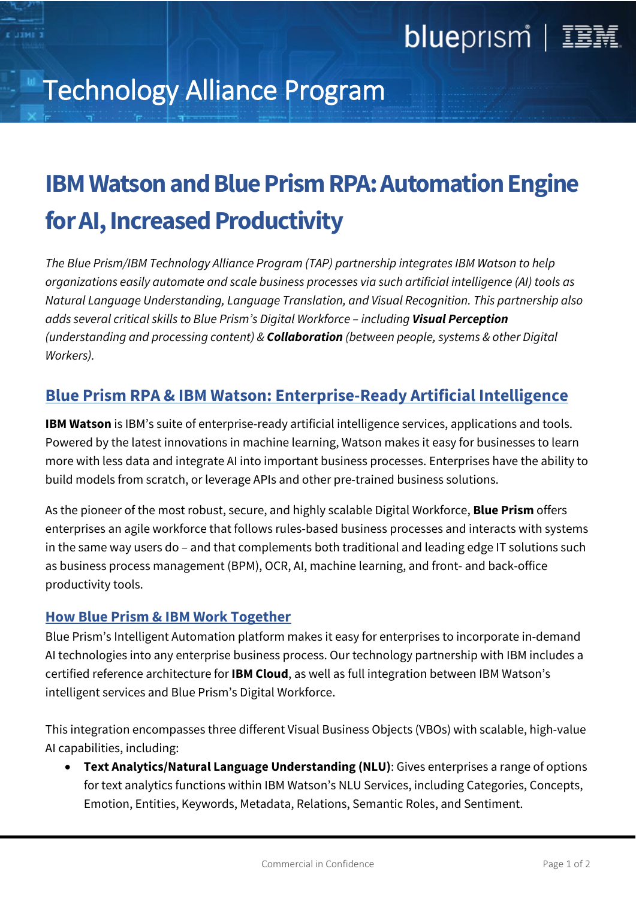# Technology Alliance Program

# IBM Watson and Blue Prism RPA: Automation Engine for AI, Increased Productivity

*The Blue Prism/IBM Technology Alliance Program (TAP) partnership integrates IBM Watson to help organizations easily automate and scale business processes via such artificial intelligence (AI) tools as Natural Language Understanding, Language Translation, and Visual Recognition. This partnership also adds several critical skills to Blue Prism's Digital Workforce – including **Visual Perception** (understanding and processing content) & **Collaboration** (between people, systems & other Digital Workers).*

## Blue Prism RPA & IBM Watson: Enterprise-Ready Artificial Intelligence

**IBM Watson** is IBM's suite of enterprise-ready artificial intelligence services, applications and tools. Powered by the latest innovations in machine learning, Watson makes it easy for businesses to learn more with less data and integrate AI into important business processes. Enterprises have the ability to build models from scratch, or leverage APIs and other pre-trained business solutions.

As the pioneer of the most robust, secure, and highly scalable Digital Workforce, **Blue Prism** offers enterprises an agile workforce that follows rules-based business processes and interacts with systems in the same way users do – and that complements both traditional and leading edge IT solutions such as business process management (BPM), OCR, AI, machine learning, and front- and back-office productivity tools.

### How Blue Prism & IBM Work Together

Blue Prism's Intelligent Automation platform makes it easy for enterprises to incorporate in-demand AI technologies into any enterprise business process. Our technology partnership with IBM includes a certified reference architecture for **IBM Cloud**, as well as full integration between IBM Watson's intelligent services and Blue Prism's Digital Workforce.

This integration encompasses three different Visual Business Objects (VBOs) with scalable, high-value AI capabilities, including:

- **Text Analytics/Natural Language Understanding (NLU)**: Gives enterprises a range of options for text analytics functions within IBM Watson's NLU Services, including Categories, Concepts, Emotion, Entities, Keywords, Metadata, Relations, Semantic Roles, and Sentiment.

Commercial in Confidence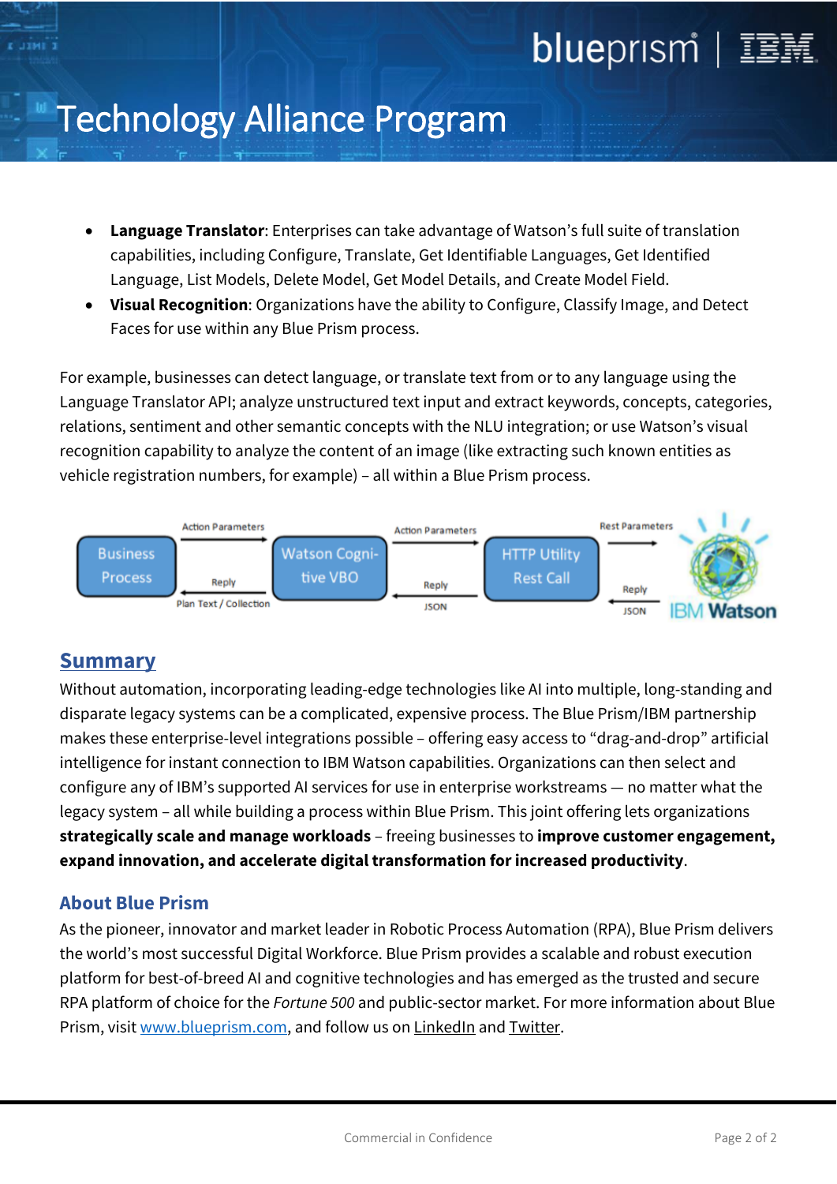- **Language Translator**: Enterprises can take advantage of Watson's full suite of translation capabilities, including Configure, Translate, Get Identifiable Languages, Get Identified Language, List Models, Delete Model, Get Model Details, and Create Model Field.
- **Visual Recognition**: Organizations have the ability to Configure, Classify Image, and Detect Faces for use within any Blue Prism process.

For example, businesses can detect language, or translate text from or to any language using the Language Translator API; analyze unstructured text input and extract keywords, concepts, categories, relations, sentiment and other semantic concepts with the NLU integration; or use Watson's visual recognition capability to analyze the content of an image (like extracting such known entities as vehicle registration numbers, for example) – all within a Blue Prism process.

Business Process
Action Parameters
Reply
Plan Text / Collection
Watson Cognitive VBO
Action Parameters
Reply
JSON
HTTP Utility Rest Call
Rest Parameters
Reply
JSON
IBM Watson

## Summary

Without automation, incorporating leading-edge technologies like AI into multiple, long-standing and disparate legacy systems can be a complicated, expensive process. The Blue Prism/IBM partnership makes these enterprise-level integrations possible – offering easy access to "drag-and-drop" artificial intelligence for instant connection to IBM Watson capabilities. Organizations can then select and configure any of IBM's supported AI services for use in enterprise workstreams — no matter what the legacy system – all while building a process within Blue Prism. This joint offering lets organizations **strategically scale and manage workloads** – freeing businesses to **improve customer engagement, expand innovation, and accelerate digital transformation for increased productivity**.

### About Blue Prism

As the pioneer, innovator and market leader in Robotic Process Automation (RPA), Blue Prism delivers the world's most successful Digital Workforce. Blue Prism provides a scalable and robust execution platform for best-of-breed AI and cognitive technologies and has emerged as the trusted and secure RPA platform of choice for the *Fortune 500* and public-sector market. For more information about Blue Prism, visit www.blueprism.com, and follow us on LinkedIn and Twitter.